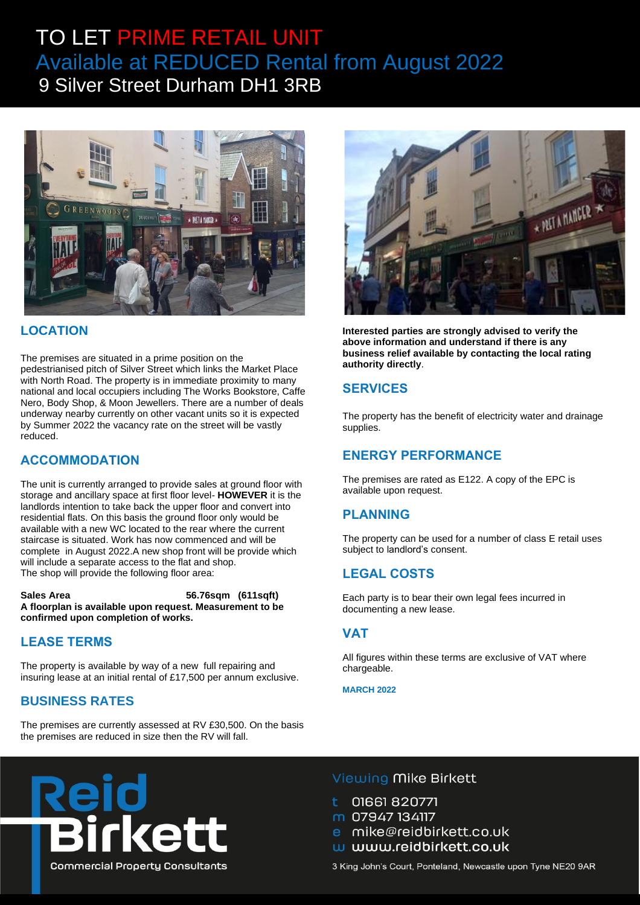# TO LET PRIME RETAIL UNIT

## Available at REDUCED Rental from August 2022

## 9 Silver Street Durham DH1 3RB

## LOCATION

The premises are situated in a prime position on the pedestrianised pitch of Silver Street which links the Market Place with North Road. The property is in immediate proximity to many national and local occupiers including The Works Bookstore, Caffe Nero, Body Shop, & Moon Jewellers. There are a number of deals underway nearby currently on other vacant units so it is expected by Summer 2022 the vacancy rate on the street will be vastly reduced.

## ACCOMMODATION

The unit is currently arranged to provide sales at ground floor with storage and ancillary space at first floor level- **HOWEVER** it is the landlords intention to take back the upper floor and convert into residential flats. On this basis the ground floor only would be available with a new WC located to the rear where the current staircase is situated. Work has now commenced and will be complete in August 2022.A new shop front will be provide which will include a separate access to the flat and shop.
The shop will provide the following floor area:

**Sales Area 56.76sqm (611sqft)**
**A floorplan is available upon request. Measurement to be confirmed upon completion of works.**

## LEASE TERMS

The property is available by way of a new full repairing and insuring lease at an initial rental of £17,500 per annum exclusive.

## BUSINESS RATES

The premises are currently assessed at RV £30,500. On the basis the premises are reduced in size then the RV will fall.

**Interested parties are strongly advised to verify the above information and understand if there is any business relief available by contacting the local rating authority directly**.

## SERVICES

The property has the benefit of electricity water and drainage supplies.

## ENERGY PERFORMANCE

The premises are rated as E122. A copy of the EPC is available upon request.

## PLANNING

The property can be used for a number of class E retail uses subject to landlord's consent.

## LEGAL COSTS

Each party is to bear their own legal fees incurred in documenting a new lease.

## VAT

All figures within these terms are exclusive of VAT where chargeable.

**MARCH 2022**

Reid Birkett
Commercial Property Consultants

Viewing Mike Birkett

t 01661 820771
m 07947 134117
e mike@reidbirkett.co.uk
w www.reidbirkett.co.uk

3 King John's Court, Ponteland, Newcastle upon Tyne NE20 9AR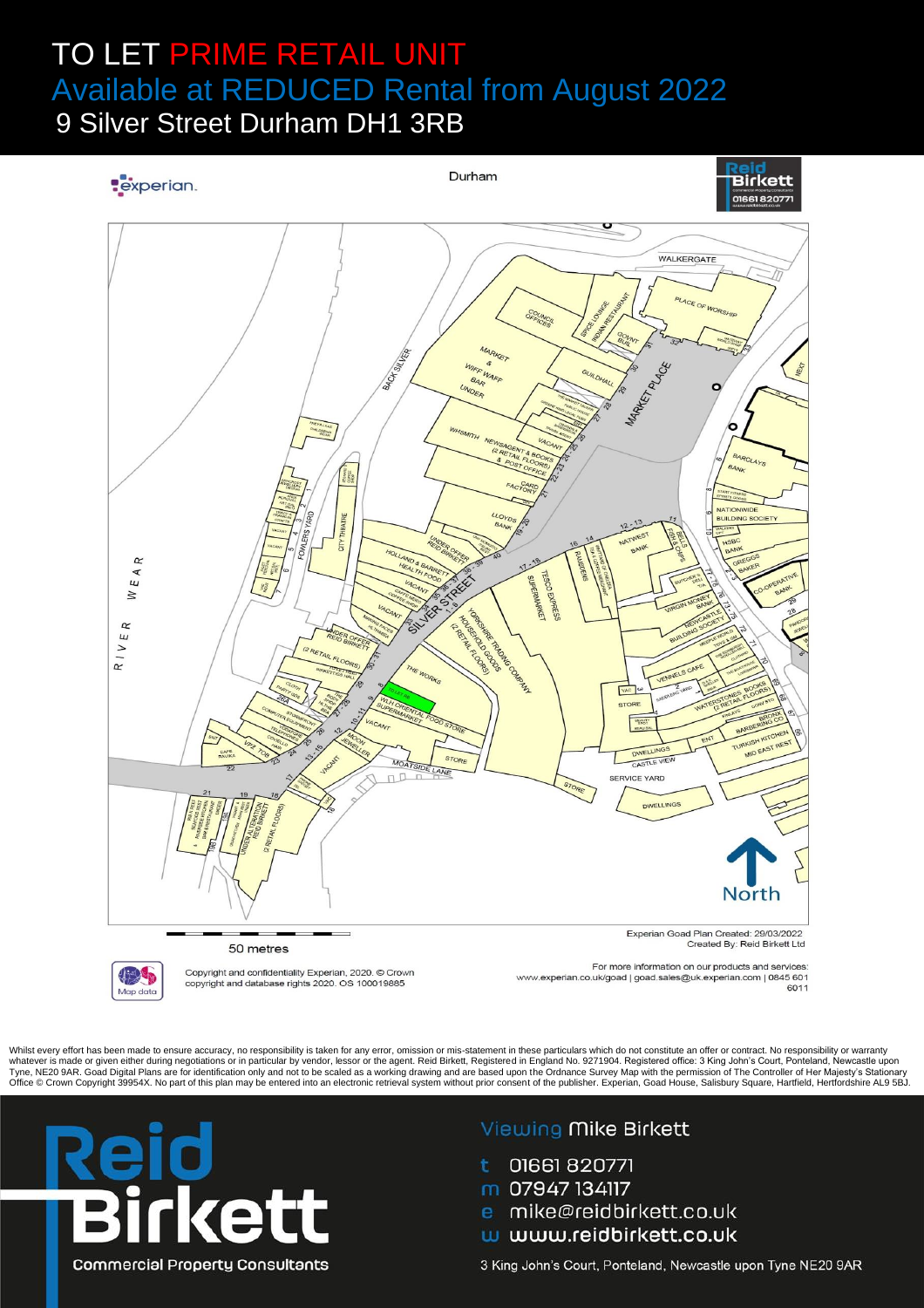# TO LET PRIME RETAIL UNIT

## Available at REDUCED Rental from August 2022

## 9 Silver Street Durham DH1 3RB

experian.

Durham

Reid Birkett 01661 820771

50 metres

Experian Goad Plan Created: 29/03/2022
Created By: Reid Birkett Ltd

Copyright and confidentiality Experian, 2020. © Crown copyright and database rights 2020. OS 100019885

For more information on our products and services:
www.experian.co.uk/goad | goad.sales@uk.experian.com | 0845 601 6011

Whilst every effort has been made to ensure accuracy, no responsibility is taken for any error, omission or mis-statement in these particulars which do not constitute an offer or contract. No responsibility or warranty whatever is made or given either during negotiations or in particular by vendor, lessor or the agent. Reid Birkett, Registered in England No. 9271904. Registered office: 3 King John's Court, Ponteland, Newcastle upon Tyne, NE20 9AR. Goad Digital Plans are for identification only and not to be scaled as a working drawing and are based upon the Ordnance Survey Map with the permission of The Controller of Her Majesty's Stationary Office © Crown Copyright 39954X. No part of this plan may be entered into an electronic retrieval system without prior consent of the publisher. Experian, Goad House, Salisbury Square, Hartfield, Hertfordshire AL9 5BJ.

**Reid Birkett**
Commercial Property Consultants

## Viewing Mike Birkett

- t 01661 820771
- m 07947 134117
- e mike@reidbirkett.co.uk
- w www.reidbirkett.co.uk

3 King John's Court, Ponteland, Newcastle upon Tyne NE20 9AR